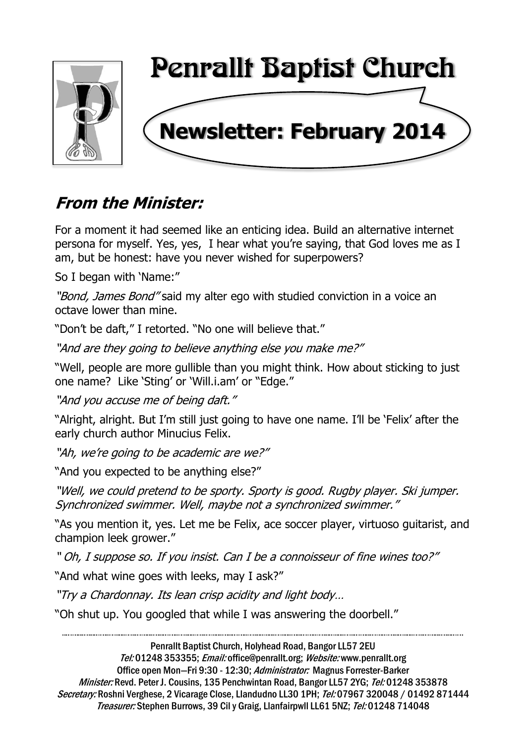# Penrallt Baptist Church

## Newsletter: February 2014

## *From the Minister:*

For a moment it had seemed like an enticing idea. Build an alternative internet persona for myself. Yes, yes, I hear what you're saying, that God loves me as I am, but be honest: have you never wished for superpowers?

So I began with 'Name:"

*"Bond, James Bond"* said my alter ego with studied conviction in a voice an octave lower than mine.

"Don't be daft," I retorted. "No one will believe that."

*"And are they going to believe anything else you make me?"*

"Well, people are more gullible than you might think. How about sticking to just one name? Like 'Sting' or 'Will.i.am' or "Edge."

*"And you accuse me of being daft."*

"Alright, alright. But I'm still just going to have one name. I'll be 'Felix' after the early church author Minucius Felix.

*"Ah, we're going to be academic are we?"*

"And you expected to be anything else?"

*"Well, we could pretend to be sporty. Sporty is good. Rugby player. Ski jumper. Synchronized swimmer. Well, maybe not a synchronized swimmer."*

"As you mention it, yes. Let me be Felix, ace soccer player, virtuoso guitarist, and champion leek grower."

*" Oh, I suppose so. If you insist. Can I be a connoisseur of fine wines too?"*

"And what wine goes with leeks, may I ask?"

*"Try a Chardonnay. Its lean crisp acidity and light body…*

"Oh shut up. You googled that while I was answering the doorbell."

---

Penrallt Baptist Church, Holyhead Road, Bangor LL57 2EU
*Tel:* 01248 353355; *Email:* office@penrallt.org; *Website:* www.penrallt.org
Office open Mon—Fri 9:30 - 12:30; *Administrator:* Magnus Forrester-Barker
*Minister:* Revd. Peter J. Cousins, 135 Penchwintan Road, Bangor LL57 2YG; *Tel:* 01248 353878
*Secretary:* Roshni Verghese, 2 Vicarage Close, Llandudno LL30 1PH; *Tel:* 07967 320048 / 01492 871444
*Treasurer:* Stephen Burrows, 39 Cil y Graig, Llanfairpwll LL61 5NZ; *Tel:* 01248 714048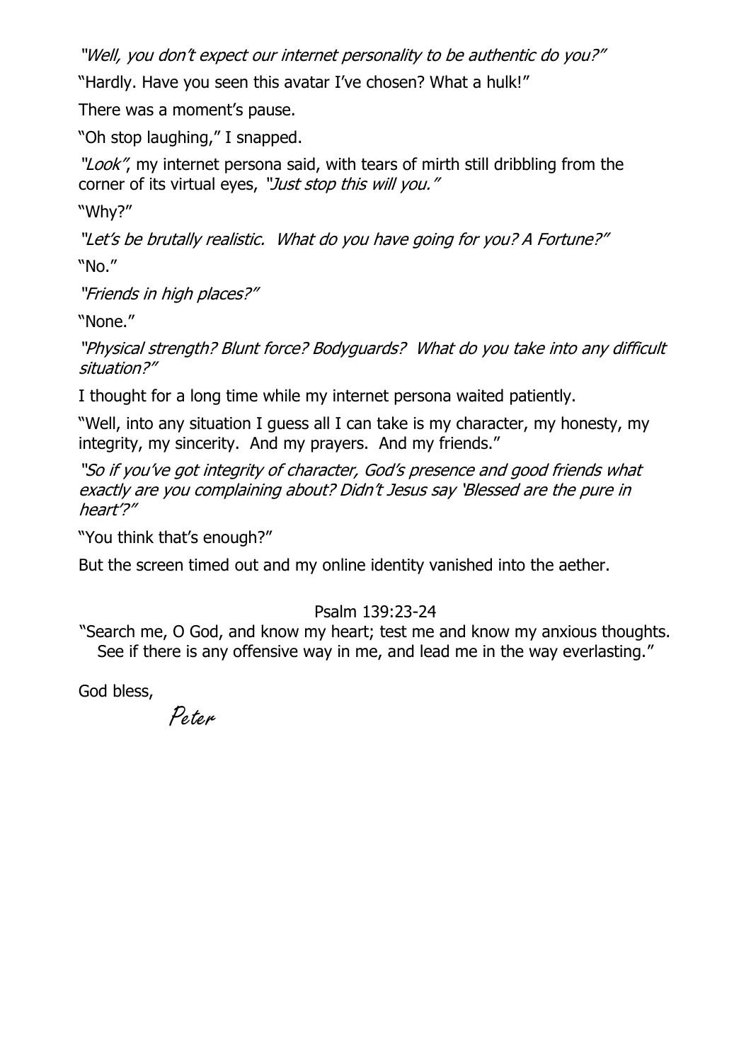*"Well, you don't expect our internet personality to be authentic do you?"*

"Hardly. Have you seen this avatar I've chosen? What a hulk!"

There was a moment's pause.

"Oh stop laughing," I snapped.

*"Look"*, my internet persona said, with tears of mirth still dribbling from the corner of its virtual eyes, *"Just stop this will you."*

"Why?"

*"Let's be brutally realistic. What do you have going for you? A Fortune?"*

"No."

*"Friends in high places?"*

"None."

*"Physical strength? Blunt force? Bodyguards? What do you take into any difficult situation?"*

I thought for a long time while my internet persona waited patiently.

"Well, into any situation I guess all I can take is my character, my honesty, my integrity, my sincerity. And my prayers. And my friends."

*"So if you've got integrity of character, God's presence and good friends what exactly are you complaining about? Didn't Jesus say 'Blessed are the pure in heart'?"*

"You think that's enough?"

But the screen timed out and my online identity vanished into the aether.

Psalm 139:23-24

"Search me, O God, and know my heart; test me and know my anxious thoughts. See if there is any offensive way in me, and lead me in the way everlasting."

God bless,

*Peter*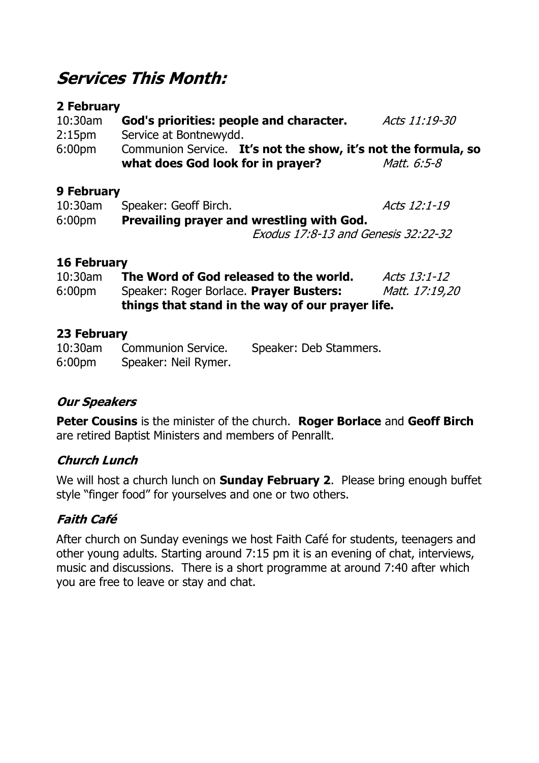# *Services This Month:*

**2 February**

10:30am **God's priorities: people and character.** *Acts 11:19-30*
2:15pm Service at Bontnewydd.
6:00pm Communion Service. **It's not the show, it's not the formula, so what does God look for in prayer?** *Matt. 6:5-8*

**9 February**

10:30am Speaker: Geoff Birch. *Acts 12:1-19*
6:00pm **Prevailing prayer and wrestling with God.** *Exodus 17:8-13 and Genesis 32:22-32*

**16 February**

10:30am **The Word of God released to the world.** *Acts 13:1-12*
6:00pm Speaker: Roger Borlace. **Prayer Busters: things that stand in the way of our prayer life.** *Matt. 17:19,20*

**23 February**

10:30am Communion Service. Speaker: Deb Stammers.
6:00pm Speaker: Neil Rymer.

### *Our Speakers*

**Peter Cousins** is the minister of the church. **Roger Borlace** and **Geoff Birch** are retired Baptist Ministers and members of Penrallt.

### *Church Lunch*

We will host a church lunch on **Sunday February 2**. Please bring enough buffet style "finger food" for yourselves and one or two others.

### *Faith Café*

After church on Sunday evenings we host Faith Café for students, teenagers and other young adults. Starting around 7:15 pm it is an evening of chat, interviews, music and discussions. There is a short programme at around 7:40 after which you are free to leave or stay and chat.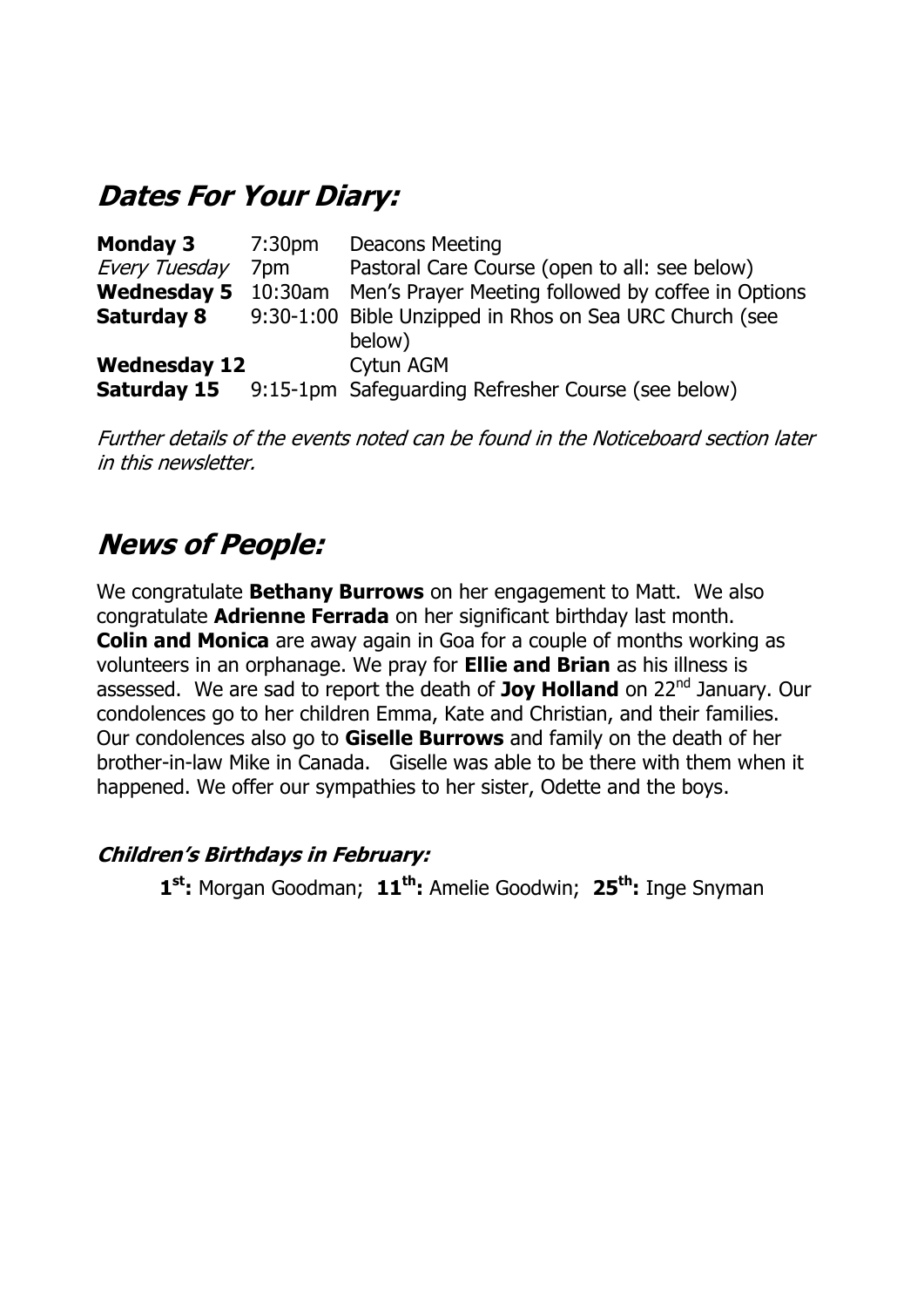## *Dates For Your Diary:*

| | | |
|---|---|---|
| **Monday 3** | 7:30pm | Deacons Meeting |
| *Every Tuesday* | 7pm | Pastoral Care Course (open to all: see below) |
| **Wednesday 5** | 10:30am | Men's Prayer Meeting followed by coffee in Options |
| **Saturday 8** | 9:30-1:00 | Bible Unzipped in Rhos on Sea URC Church (see below) |
| **Wednesday 12** | | Cytun AGM |
| **Saturday 15** | 9:15-1pm | Safeguarding Refresher Course (see below) |

*Further details of the events noted can be found in the Noticeboard section later in this newsletter.*

## *News of People:*

We congratulate **Bethany Burrows** on her engagement to Matt. We also congratulate **Adrienne Ferrada** on her significant birthday last month. **Colin and Monica** are away again in Goa for a couple of months working as volunteers in an orphanage. We pray for **Ellie and Brian** as his illness is assessed. We are sad to report the death of **Joy Holland** on 22nd January. Our condolences go to her children Emma, Kate and Christian, and their families. Our condolences also go to **Giselle Burrows** and family on the death of her brother-in-law Mike in Canada. Giselle was able to be there with them when it happened. We offer our sympathies to her sister, Odette and the boys.

### *Children's Birthdays in February:*

**1st:** Morgan Goodman; **11th:** Amelie Goodwin; **25th:** Inge Snyman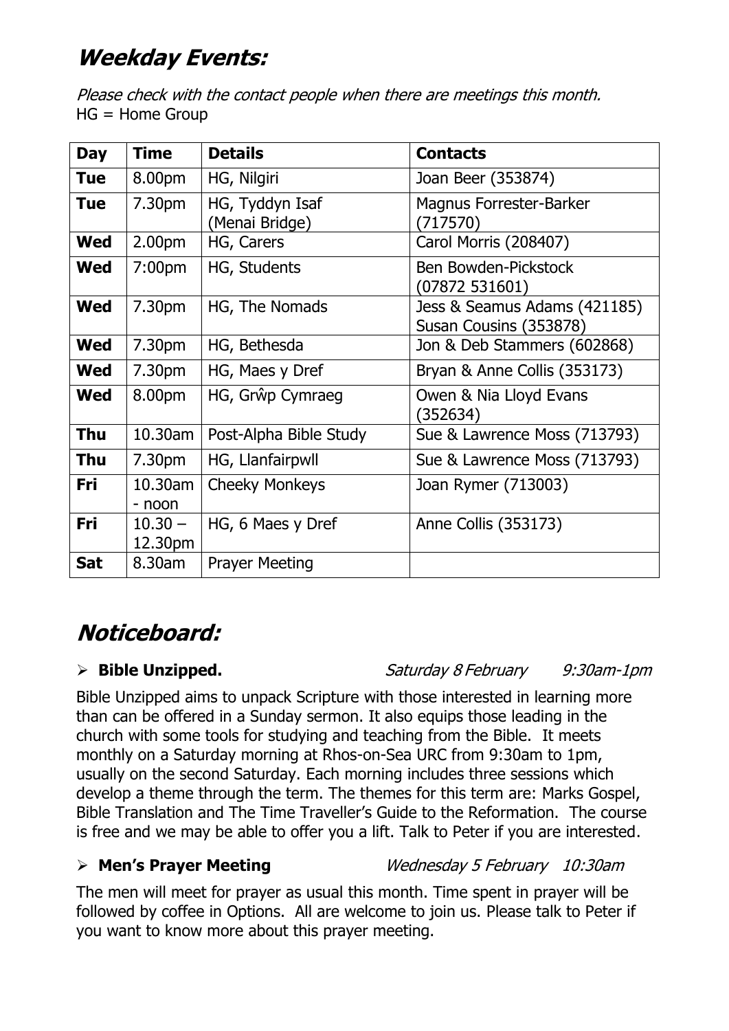# *Weekday Events:*

*Please check with the contact people when there are meetings this month.*
HG = Home Group

| Day | Time | Details | Contacts |
|---|---|---|---|
| **Tue** | 8.00pm | HG, Nilgiri | Joan Beer (353874) |
| **Tue** | 7.30pm | HG, Tyddyn Isaf (Menai Bridge) | Magnus Forrester-Barker (717570) |
| **Wed** | 2.00pm | HG, Carers | Carol Morris (208407) |
| **Wed** | 7:00pm | HG, Students | Ben Bowden-Pickstock (07872 531601) |
| **Wed** | 7.30pm | HG, The Nomads | Jess & Seamus Adams (421185) Susan Cousins (353878) |
| **Wed** | 7.30pm | HG, Bethesda | Jon & Deb Stammers (602868) |
| **Wed** | 7.30pm | HG, Maes y Dref | Bryan & Anne Collis (353173) |
| **Wed** | 8.00pm | HG, Grŵp Cymraeg | Owen & Nia Lloyd Evans (352634) |
| **Thu** | 10.30am | Post-Alpha Bible Study | Sue & Lawrence Moss (713793) |
| **Thu** | 7.30pm | HG, Llanfairpwll | Sue & Lawrence Moss (713793) |
| **Fri** | 10.30am - noon | Cheeky Monkeys | Joan Rymer (713003) |
| **Fri** | 10.30 – 12.30pm | HG, 6 Maes y Dref | Anne Collis (353173) |
| **Sat** | 8.30am | Prayer Meeting | |

# *Noticeboard:*

- **Bible Unzipped.** *Saturday 8 February 9:30am-1pm*

Bible Unzipped aims to unpack Scripture with those interested in learning more than can be offered in a Sunday sermon. It also equips those leading in the church with some tools for studying and teaching from the Bible. It meets monthly on a Saturday morning at Rhos-on-Sea URC from 9:30am to 1pm, usually on the second Saturday. Each morning includes three sessions which develop a theme through the term. The themes for this term are: Marks Gospel, Bible Translation and The Time Traveller's Guide to the Reformation. The course is free and we may be able to offer you a lift. Talk to Peter if you are interested.

- **Men's Prayer Meeting** *Wednesday 5 February 10:30am*

The men will meet for prayer as usual this month. Time spent in prayer will be followed by coffee in Options. All are welcome to join us. Please talk to Peter if you want to know more about this prayer meeting.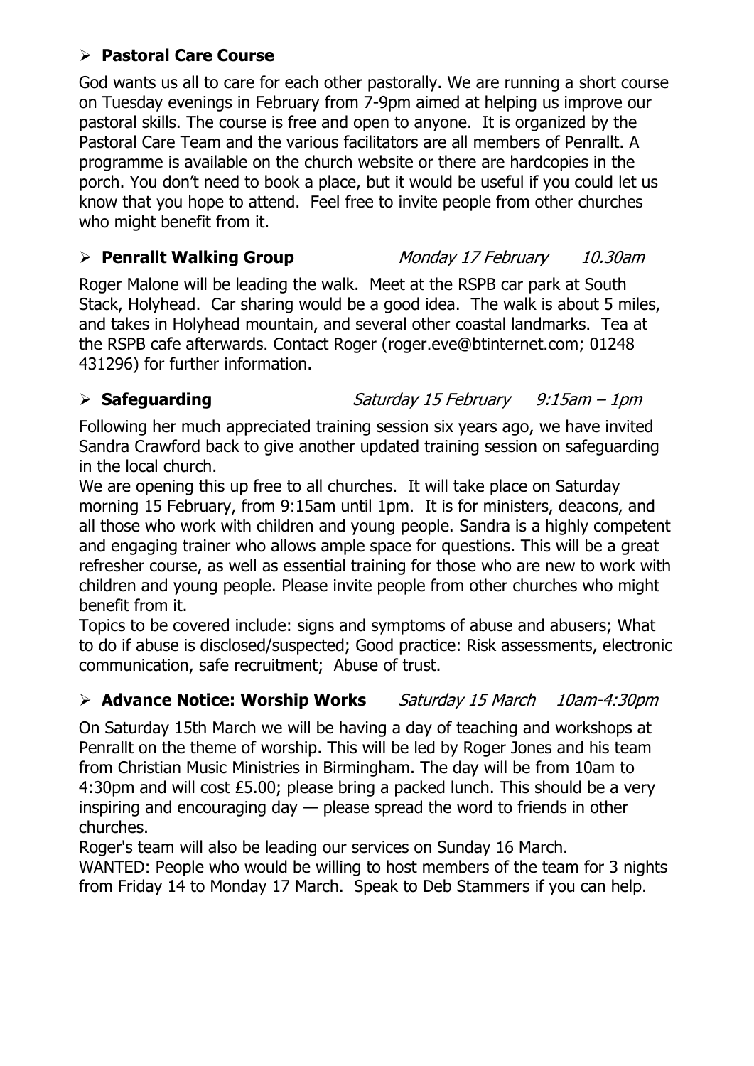- **Pastoral Care Course**

God wants us all to care for each other pastorally. We are running a short course on Tuesday evenings in February from 7-9pm aimed at helping us improve our pastoral skills. The course is free and open to anyone. It is organized by the Pastoral Care Team and the various facilitators are all members of Penrallt. A programme is available on the church website or there are hardcopies in the porch. You don't need to book a place, but it would be useful if you could let us know that you hope to attend. Feel free to invite people from other churches who might benefit from it.

- **Penrallt Walking Group** *Monday 17 February 10.30am*

Roger Malone will be leading the walk. Meet at the RSPB car park at South Stack, Holyhead. Car sharing would be a good idea. The walk is about 5 miles, and takes in Holyhead mountain, and several other coastal landmarks. Tea at the RSPB cafe afterwards. Contact Roger (roger.eve@btinternet.com; 01248 431296) for further information.

- **Safeguarding** *Saturday 15 February 9:15am – 1pm*

Following her much appreciated training session six years ago, we have invited Sandra Crawford back to give another updated training session on safeguarding in the local church.

We are opening this up free to all churches. It will take place on Saturday morning 15 February, from 9:15am until 1pm. It is for ministers, deacons, and all those who work with children and young people. Sandra is a highly competent and engaging trainer who allows ample space for questions. This will be a great refresher course, as well as essential training for those who are new to work with children and young people. Please invite people from other churches who might benefit from it.

Topics to be covered include: signs and symptoms of abuse and abusers; What to do if abuse is disclosed/suspected; Good practice: Risk assessments, electronic communication, safe recruitment; Abuse of trust.

- **Advance Notice: Worship Works** *Saturday 15 March 10am-4:30pm*

On Saturday 15th March we will be having a day of teaching and workshops at Penrallt on the theme of worship. This will be led by Roger Jones and his team from Christian Music Ministries in Birmingham. The day will be from 10am to 4:30pm and will cost £5.00; please bring a packed lunch. This should be a very inspiring and encouraging day — please spread the word to friends in other churches.

Roger's team will also be leading our services on Sunday 16 March.

WANTED: People who would be willing to host members of the team for 3 nights from Friday 14 to Monday 17 March. Speak to Deb Stammers if you can help.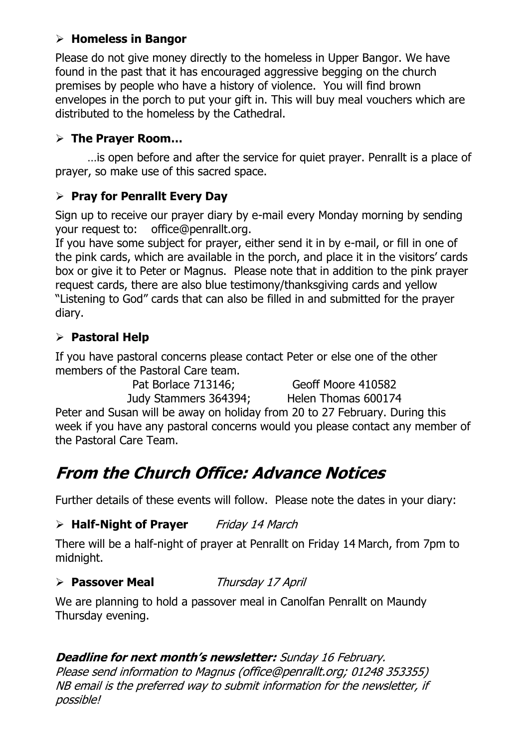- **Homeless in Bangor**

Please do not give money directly to the homeless in Upper Bangor. We have found in the past that it has encouraged aggressive begging on the church premises by people who have a history of violence. You will find brown envelopes in the porch to put your gift in. This will buy meal vouchers which are distributed to the homeless by the Cathedral.

- **The Prayer Room…**

…is open before and after the service for quiet prayer. Penrallt is a place of prayer, so make use of this sacred space.

- **Pray for Penrallt Every Day**

Sign up to receive our prayer diary by e-mail every Monday morning by sending your request to: office@penrallt.org.

If you have some subject for prayer, either send it in by e-mail, or fill in one of the pink cards, which are available in the porch, and place it in the visitors' cards box or give it to Peter or Magnus. Please note that in addition to the pink prayer request cards, there are also blue testimony/thanksgiving cards and yellow "Listening to God" cards that can also be filled in and submitted for the prayer diary.

- **Pastoral Help**

If you have pastoral concerns please contact Peter or else one of the other members of the Pastoral Care team.

Pat Borlace 713146; Geoff Moore 410582
Judy Stammers 364394; Helen Thomas 600174

Peter and Susan will be away on holiday from 20 to 27 February. During this week if you have any pastoral concerns would you please contact any member of the Pastoral Care Team.

# *From the Church Office: Advance Notices*

Further details of these events will follow. Please note the dates in your diary:

- **Half-Night of Prayer** *Friday 14 March*

There will be a half-night of prayer at Penrallt on Friday 14 March, from 7pm to midnight.

- **Passover Meal** *Thursday 17 April*

We are planning to hold a passover meal in Canolfan Penrallt on Maundy Thursday evening.

***Deadline for next month's newsletter:*** *Sunday 16 February.*
*Please send information to Magnus (office@penrallt.org; 01248 353355)*
*NB email is the preferred way to submit information for the newsletter, if possible!*